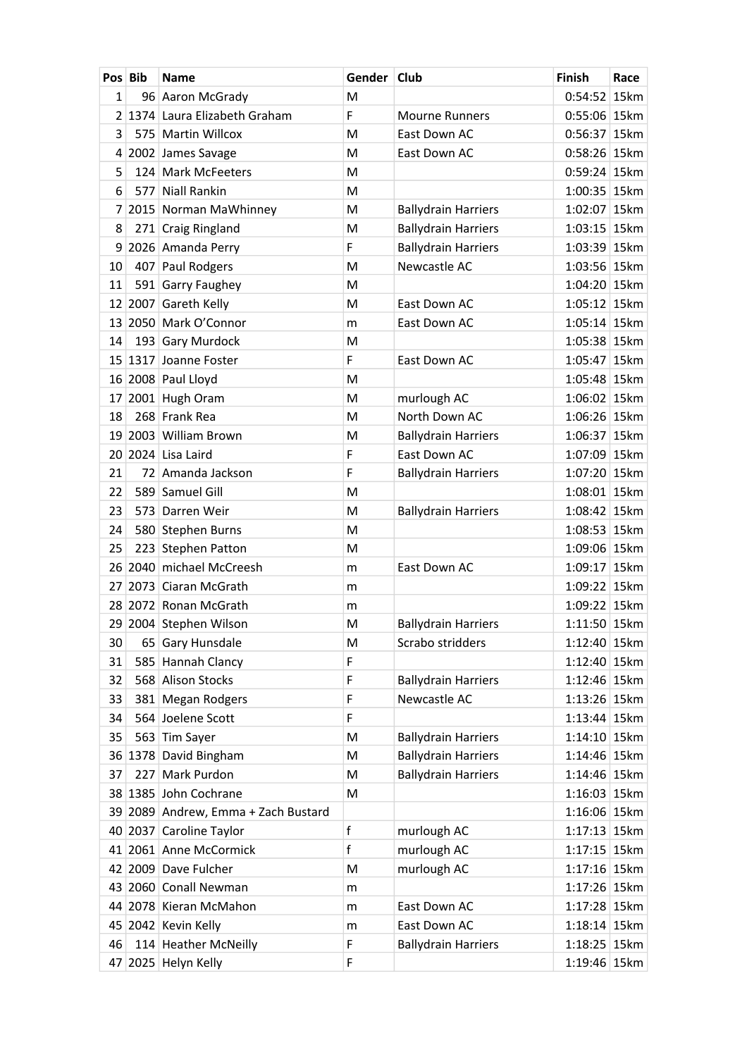| Pos | Bib | Name | Gender | Club | Finish | Race |
|---|---|---|---|---|---|---|
| 1 | 96 | Aaron McGrady | M | | 0:54:52 | 15km |
| 2 | 1374 | Laura Elizabeth Graham | F | Mourne Runners | 0:55:06 | 15km |
| 3 | 575 | Martin Willcox | M | East Down AC | 0:56:37 | 15km |
| 4 | 2002 | James Savage | M | East Down AC | 0:58:26 | 15km |
| 5 | 124 | Mark McFeeters | M | | 0:59:24 | 15km |
| 6 | 577 | Niall Rankin | M | | 1:00:35 | 15km |
| 7 | 2015 | Norman MaWhinney | M | Ballydrain Harriers | 1:02:07 | 15km |
| 8 | 271 | Craig Ringland | M | Ballydrain Harriers | 1:03:15 | 15km |
| 9 | 2026 | Amanda Perry | F | Ballydrain Harriers | 1:03:39 | 15km |
| 10 | 407 | Paul Rodgers | M | Newcastle AC | 1:03:56 | 15km |
| 11 | 591 | Garry Faughey | M | | 1:04:20 | 15km |
| 12 | 2007 | Gareth Kelly | M | East Down AC | 1:05:12 | 15km |
| 13 | 2050 | Mark O'Connor | m | East Down AC | 1:05:14 | 15km |
| 14 | 193 | Gary Murdock | M | | 1:05:38 | 15km |
| 15 | 1317 | Joanne Foster | F | East Down AC | 1:05:47 | 15km |
| 16 | 2008 | Paul Lloyd | M | | 1:05:48 | 15km |
| 17 | 2001 | Hugh Oram | M | murlough AC | 1:06:02 | 15km |
| 18 | 268 | Frank Rea | M | North Down AC | 1:06:26 | 15km |
| 19 | 2003 | William Brown | M | Ballydrain Harriers | 1:06:37 | 15km |
| 20 | 2024 | Lisa Laird | F | East Down AC | 1:07:09 | 15km |
| 21 | 72 | Amanda Jackson | F | Ballydrain Harriers | 1:07:20 | 15km |
| 22 | 589 | Samuel Gill | M | | 1:08:01 | 15km |
| 23 | 573 | Darren Weir | M | Ballydrain Harriers | 1:08:42 | 15km |
| 24 | 580 | Stephen Burns | M | | 1:08:53 | 15km |
| 25 | 223 | Stephen Patton | M | | 1:09:06 | 15km |
| 26 | 2040 | michael McCreesh | m | East Down AC | 1:09:17 | 15km |
| 27 | 2073 | Ciaran McGrath | m | | 1:09:22 | 15km |
| 28 | 2072 | Ronan McGrath | m | | 1:09:22 | 15km |
| 29 | 2004 | Stephen Wilson | M | Ballydrain Harriers | 1:11:50 | 15km |
| 30 | 65 | Gary Hunsdale | M | Scrabo striders | 1:12:40 | 15km |
| 31 | 585 | Hannah Clancy | F | | 1:12:40 | 15km |
| 32 | 568 | Alison Stocks | F | Ballydrain Harriers | 1:12:46 | 15km |
| 33 | 381 | Megan Rodgers | F | Newcastle AC | 1:13:26 | 15km |
| 34 | 564 | Joelene Scott | F | | 1:13:44 | 15km |
| 35 | 563 | Tim Sayer | M | Ballydrain Harriers | 1:14:10 | 15km |
| 36 | 1378 | David Bingham | M | Ballydrain Harriers | 1:14:46 | 15km |
| 37 | 227 | Mark Purdon | M | Ballydrain Harriers | 1:14:46 | 15km |
| 38 | 1385 | John Cochrane | M | | 1:16:03 | 15km |
| 39 | 2089 | Andrew, Emma + Zach Bustard | | | 1:16:06 | 15km |
| 40 | 2037 | Caroline Taylor | f | murlough AC | 1:17:13 | 15km |
| 41 | 2061 | Anne McCormick | f | murlough AC | 1:17:15 | 15km |
| 42 | 2009 | Dave Fulcher | M | murlough AC | 1:17:16 | 15km |
| 43 | 2060 | Conall Newman | m | | 1:17:26 | 15km |
| 44 | 2078 | Kieran McMahon | m | East Down AC | 1:17:28 | 15km |
| 45 | 2042 | Kevin Kelly | m | East Down AC | 1:18:14 | 15km |
| 46 | 114 | Heather McNeilly | F | Ballydrain Harriers | 1:18:25 | 15km |
| 47 | 2025 | Helyn Kelly | F | | 1:19:46 | 15km |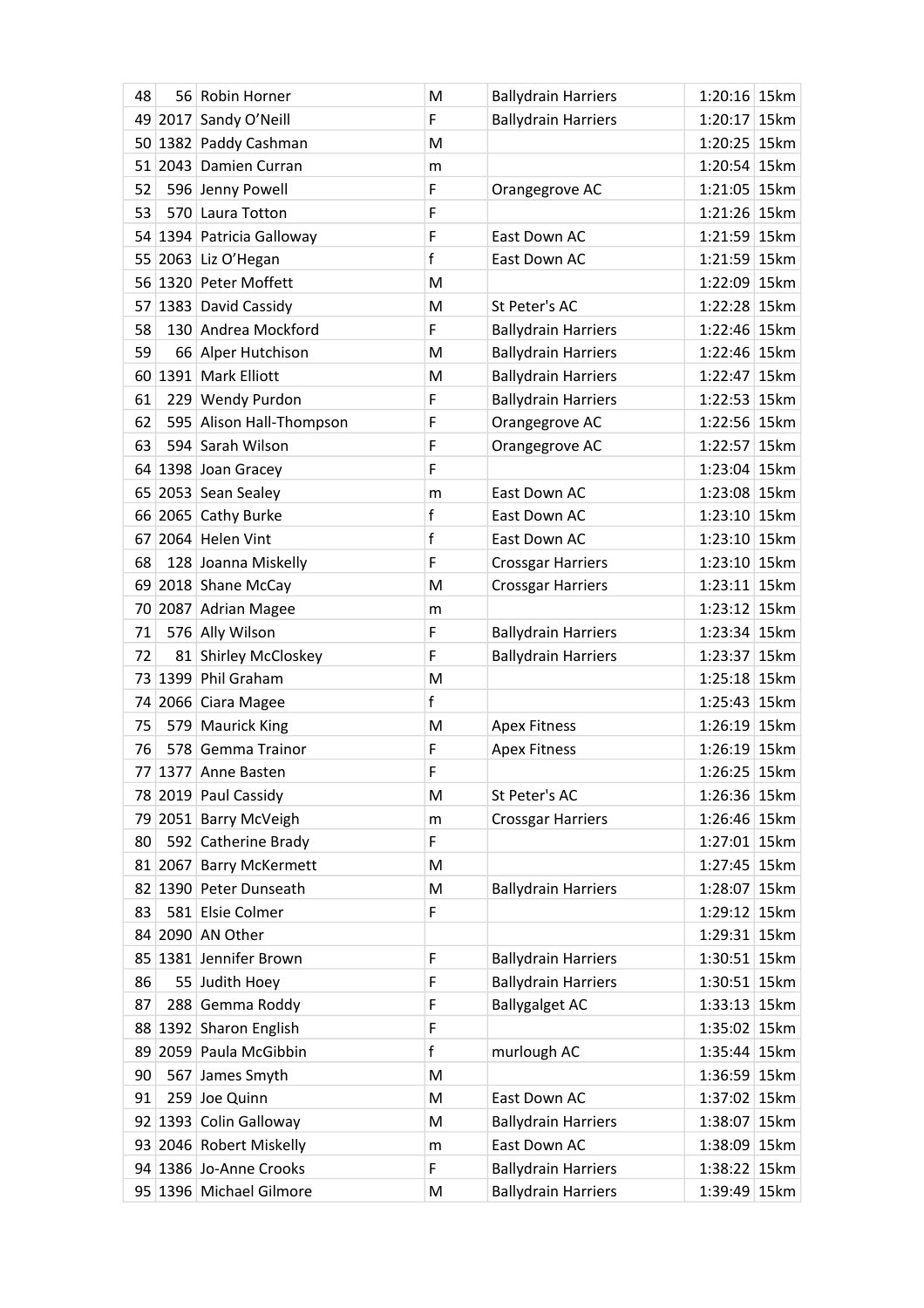| | | | | | | |
|---|---|---|---|---|---|---|
| 48 | 56 | Robin Horner | M | Ballydrain Harriers | 1:20:16 | 15km |
| 49 | 2017 | Sandy O'Neill | F | Ballydrain Harriers | 1:20:17 | 15km |
| 50 | 1382 | Paddy Cashman | M | | 1:20:25 | 15km |
| 51 | 2043 | Damien Curran | m | | 1:20:54 | 15km |
| 52 | 596 | Jenny Powell | F | Orangegrove AC | 1:21:05 | 15km |
| 53 | 570 | Laura Totton | F | | 1:21:26 | 15km |
| 54 | 1394 | Patricia Galloway | F | East Down AC | 1:21:59 | 15km |
| 55 | 2063 | Liz O'Hegan | f | East Down AC | 1:21:59 | 15km |
| 56 | 1320 | Peter Moffett | M | | 1:22:09 | 15km |
| 57 | 1383 | David Cassidy | M | St Peter's AC | 1:22:28 | 15km |
| 58 | 130 | Andrea Mockford | F | Ballydrain Harriers | 1:22:46 | 15km |
| 59 | 66 | Alper Hutchison | M | Ballydrain Harriers | 1:22:46 | 15km |
| 60 | 1391 | Mark Elliott | M | Ballydrain Harriers | 1:22:47 | 15km |
| 61 | 229 | Wendy Purdon | F | Ballydrain Harriers | 1:22:53 | 15km |
| 62 | 595 | Alison Hall-Thompson | F | Orangegrove AC | 1:22:56 | 15km |
| 63 | 594 | Sarah Wilson | F | Orangegrove AC | 1:22:57 | 15km |
| 64 | 1398 | Joan Gracey | F | | 1:23:04 | 15km |
| 65 | 2053 | Sean Sealey | m | East Down AC | 1:23:08 | 15km |
| 66 | 2065 | Cathy Burke | f | East Down AC | 1:23:10 | 15km |
| 67 | 2064 | Helen Vint | f | East Down AC | 1:23:10 | 15km |
| 68 | 128 | Joanna Miskelly | F | Crossgar Harriers | 1:23:10 | 15km |
| 69 | 2018 | Shane McCay | M | Crossgar Harriers | 1:23:11 | 15km |
| 70 | 2087 | Adrian Magee | m | | 1:23:12 | 15km |
| 71 | 576 | Ally Wilson | F | Ballydrain Harriers | 1:23:34 | 15km |
| 72 | 81 | Shirley McCloskey | F | Ballydrain Harriers | 1:23:37 | 15km |
| 73 | 1399 | Phil Graham | M | | 1:25:18 | 15km |
| 74 | 2066 | Ciara Magee | f | | 1:25:43 | 15km |
| 75 | 579 | Maurick King | M | Apex Fitness | 1:26:19 | 15km |
| 76 | 578 | Gemma Trainor | F | Apex Fitness | 1:26:19 | 15km |
| 77 | 1377 | Anne Basten | F | | 1:26:25 | 15km |
| 78 | 2019 | Paul Cassidy | M | St Peter's AC | 1:26:36 | 15km |
| 79 | 2051 | Barry McVeigh | m | Crossgar Harriers | 1:26:46 | 15km |
| 80 | 592 | Catherine Brady | F | | 1:27:01 | 15km |
| 81 | 2067 | Barry McKermett | M | | 1:27:45 | 15km |
| 82 | 1390 | Peter Dunseath | M | Ballydrain Harriers | 1:28:07 | 15km |
| 83 | 581 | Elsie Colmer | F | | 1:29:12 | 15km |
| 84 | 2090 | AN Other | | | 1:29:31 | 15km |
| 85 | 1381 | Jennifer Brown | F | Ballydrain Harriers | 1:30:51 | 15km |
| 86 | 55 | Judith Hoey | F | Ballydrain Harriers | 1:30:51 | 15km |
| 87 | 288 | Gemma Roddy | F | Ballygalget AC | 1:33:13 | 15km |
| 88 | 1392 | Sharon English | F | | 1:35:02 | 15km |
| 89 | 2059 | Paula McGibbin | f | murlough AC | 1:35:44 | 15km |
| 90 | 567 | James Smyth | M | | 1:36:59 | 15km |
| 91 | 259 | Joe Quinn | M | East Down AC | 1:37:02 | 15km |
| 92 | 1393 | Colin Galloway | M | Ballydrain Harriers | 1:38:07 | 15km |
| 93 | 2046 | Robert Miskelly | m | East Down AC | 1:38:09 | 15km |
| 94 | 1386 | Jo-Anne Crooks | F | Ballydrain Harriers | 1:38:22 | 15km |
| 95 | 1396 | Michael Gilmore | M | Ballydrain Harriers | 1:39:49 | 15km |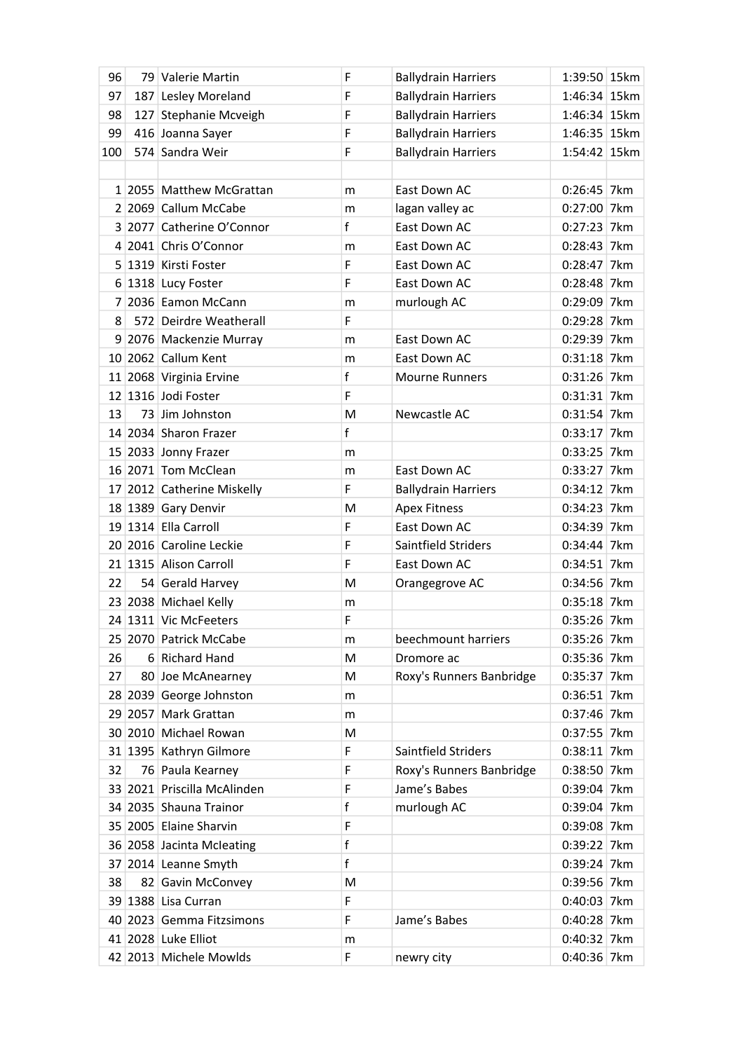| | | | | | | |
|---|---|---|---|---|---|---|
| 96 | 79 | Valerie Martin | F | Ballydrain Harriers | 1:39:50 | 15km |
| 97 | 187 | Lesley Moreland | F | Ballydrain Harriers | 1:46:34 | 15km |
| 98 | 127 | Stephanie Mcveigh | F | Ballydrain Harriers | 1:46:34 | 15km |
| 99 | 416 | Joanna Sayer | F | Ballydrain Harriers | 1:46:35 | 15km |
| 100 | 574 | Sandra Weir | F | Ballydrain Harriers | 1:54:42 | 15km |
| | | | | | | |
| 1 | 2055 | Matthew McGrattan | m | East Down AC | 0:26:45 | 7km |
| 2 | 2069 | Callum McCabe | m | lagan valley ac | 0:27:00 | 7km |
| 3 | 2077 | Catherine O'Connor | f | East Down AC | 0:27:23 | 7km |
| 4 | 2041 | Chris O'Connor | m | East Down AC | 0:28:43 | 7km |
| 5 | 1319 | Kirsti Foster | F | East Down AC | 0:28:47 | 7km |
| 6 | 1318 | Lucy Foster | F | East Down AC | 0:28:48 | 7km |
| 7 | 2036 | Eamon McCann | m | murlough AC | 0:29:09 | 7km |
| 8 | 572 | Deirdre Weatherall | F | | 0:29:28 | 7km |
| 9 | 2076 | Mackenzie Murray | m | East Down AC | 0:29:39 | 7km |
| 10 | 2062 | Callum Kent | m | East Down AC | 0:31:18 | 7km |
| 11 | 2068 | Virginia Ervine | f | Mourne Runners | 0:31:26 | 7km |
| 12 | 1316 | Jodi Foster | F | | 0:31:31 | 7km |
| 13 | 73 | Jim Johnston | M | Newcastle AC | 0:31:54 | 7km |
| 14 | 2034 | Sharon Frazer | f | | 0:33:17 | 7km |
| 15 | 2033 | Jonny Frazer | m | | 0:33:25 | 7km |
| 16 | 2071 | Tom McClean | m | East Down AC | 0:33:27 | 7km |
| 17 | 2012 | Catherine Miskelly | F | Ballydrain Harriers | 0:34:12 | 7km |
| 18 | 1389 | Gary Denvir | M | Apex Fitness | 0:34:23 | 7km |
| 19 | 1314 | Ella Carroll | F | East Down AC | 0:34:39 | 7km |
| 20 | 2016 | Caroline Leckie | F | Saintfield Striders | 0:34:44 | 7km |
| 21 | 1315 | Alison Carroll | F | East Down AC | 0:34:51 | 7km |
| 22 | 54 | Gerald Harvey | M | Orangegrove AC | 0:34:56 | 7km |
| 23 | 2038 | Michael Kelly | m | | 0:35:18 | 7km |
| 24 | 1311 | Vic McFeeters | F | | 0:35:26 | 7km |
| 25 | 2070 | Patrick McCabe | m | beechmount harriers | 0:35:26 | 7km |
| 26 | 6 | Richard Hand | M | Dromore ac | 0:35:36 | 7km |
| 27 | 80 | Joe McAnearney | M | Roxy's Runners Banbridge | 0:35:37 | 7km |
| 28 | 2039 | George Johnston | m | | 0:36:51 | 7km |
| 29 | 2057 | Mark Grattan | m | | 0:37:46 | 7km |
| 30 | 2010 | Michael Rowan | M | | 0:37:55 | 7km |
| 31 | 1395 | Kathryn Gilmore | F | Saintfield Striders | 0:38:11 | 7km |
| 32 | 76 | Paula Kearney | F | Roxy's Runners Banbridge | 0:38:50 | 7km |
| 33 | 2021 | Priscilla McAlinden | F | Jame's Babes | 0:39:04 | 7km |
| 34 | 2035 | Shauna Trainor | f | murlough AC | 0:39:04 | 7km |
| 35 | 2005 | Elaine Sharvin | F | | 0:39:08 | 7km |
| 36 | 2058 | Jacinta McIeating | f | | 0:39:22 | 7km |
| 37 | 2014 | Leanne Smyth | f | | 0:39:24 | 7km |
| 38 | 82 | Gavin McConvey | M | | 0:39:56 | 7km |
| 39 | 1388 | Lisa Curran | F | | 0:40:03 | 7km |
| 40 | 2023 | Gemma Fitzsimons | F | Jame's Babes | 0:40:28 | 7km |
| 41 | 2028 | Luke Elliot | m | | 0:40:32 | 7km |
| 42 | 2013 | Michele Mowlds | F | newry city | 0:40:36 | 7km |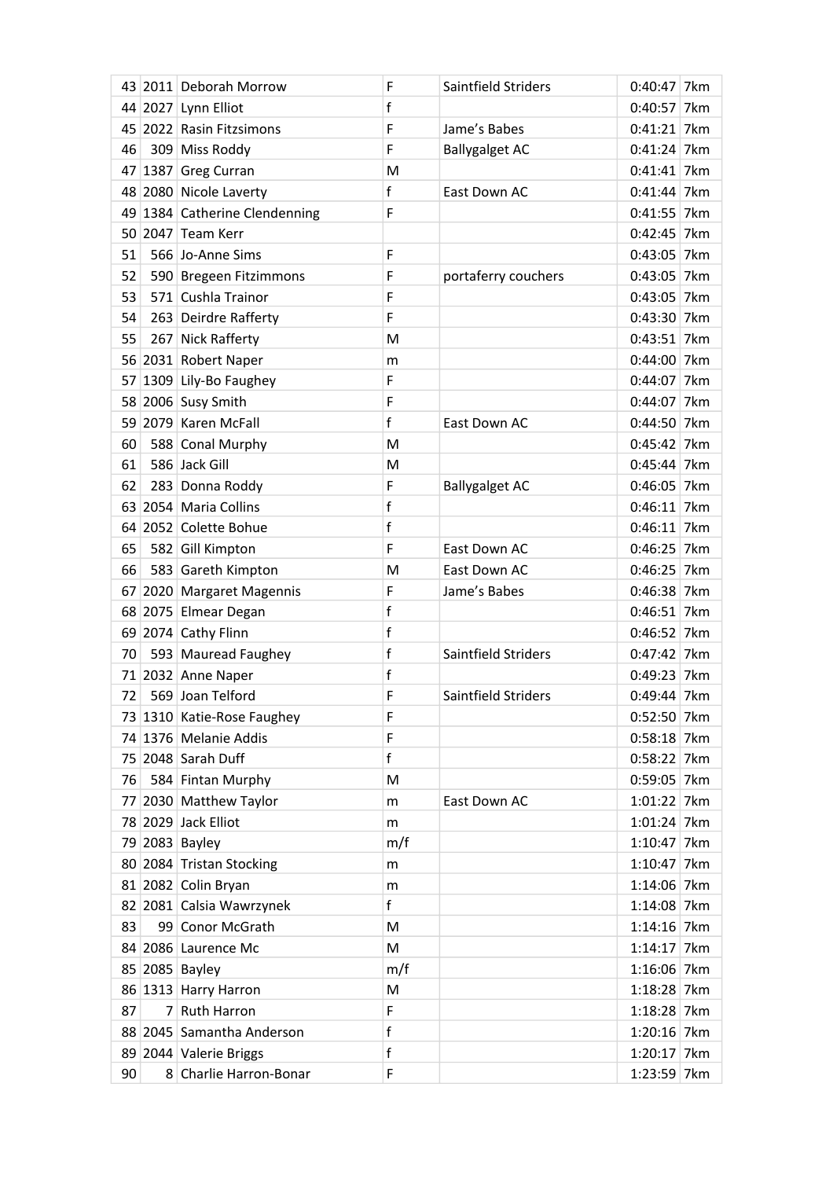| | | | | | | |
|---|---|---|---|---|---|---|
| 43 | 2011 | Deborah Morrow | F | Saintfield Striders | 0:40:47 | 7km |
| 44 | 2027 | Lynn Elliot | f | | 0:40:57 | 7km |
| 45 | 2022 | Rasin Fitzsimons | F | Jame's Babes | 0:41:21 | 7km |
| 46 | 309 | Miss Roddy | F | Ballygalget AC | 0:41:24 | 7km |
| 47 | 1387 | Greg Curran | M | | 0:41:41 | 7km |
| 48 | 2080 | Nicole Laverty | f | East Down AC | 0:41:44 | 7km |
| 49 | 1384 | Catherine Clendenning | F | | 0:41:55 | 7km |
| 50 | 2047 | Team Kerr | | | 0:42:45 | 7km |
| 51 | 566 | Jo-Anne Sims | F | | 0:43:05 | 7km |
| 52 | 590 | Bregeen Fitzimmons | F | portaferry couchers | 0:43:05 | 7km |
| 53 | 571 | Cushla Trainor | F | | 0:43:05 | 7km |
| 54 | 263 | Deirdre Rafferty | F | | 0:43:30 | 7km |
| 55 | 267 | Nick Rafferty | M | | 0:43:51 | 7km |
| 56 | 2031 | Robert Naper | m | | 0:44:00 | 7km |
| 57 | 1309 | Lily-Bo Faughey | F | | 0:44:07 | 7km |
| 58 | 2006 | Susy Smith | F | | 0:44:07 | 7km |
| 59 | 2079 | Karen McFall | f | East Down AC | 0:44:50 | 7km |
| 60 | 588 | Conal Murphy | M | | 0:45:42 | 7km |
| 61 | 586 | Jack Gill | M | | 0:45:44 | 7km |
| 62 | 283 | Donna Roddy | F | Ballygalget AC | 0:46:05 | 7km |
| 63 | 2054 | Maria Collins | f | | 0:46:11 | 7km |
| 64 | 2052 | Colette Bohue | f | | 0:46:11 | 7km |
| 65 | 582 | Gill Kimpton | F | East Down AC | 0:46:25 | 7km |
| 66 | 583 | Gareth Kimpton | M | East Down AC | 0:46:25 | 7km |
| 67 | 2020 | Margaret Magennis | F | Jame's Babes | 0:46:38 | 7km |
| 68 | 2075 | Elmear Degan | f | | 0:46:51 | 7km |
| 69 | 2074 | Cathy Flinn | f | | 0:46:52 | 7km |
| 70 | 593 | Mauread Faughey | f | Saintfield Striders | 0:47:42 | 7km |
| 71 | 2032 | Anne Naper | f | | 0:49:23 | 7km |
| 72 | 569 | Joan Telford | F | Saintfield Striders | 0:49:44 | 7km |
| 73 | 1310 | Katie-Rose Faughey | F | | 0:52:50 | 7km |
| 74 | 1376 | Melanie Addis | F | | 0:58:18 | 7km |
| 75 | 2048 | Sarah Duff | f | | 0:58:22 | 7km |
| 76 | 584 | Fintan Murphy | M | | 0:59:05 | 7km |
| 77 | 2030 | Matthew Taylor | m | East Down AC | 1:01:22 | 7km |
| 78 | 2029 | Jack Elliot | m | | 1:01:24 | 7km |
| 79 | 2083 | Bayley | m/f | | 1:10:47 | 7km |
| 80 | 2084 | Tristan Stocking | m | | 1:10:47 | 7km |
| 81 | 2082 | Colin Bryan | m | | 1:14:06 | 7km |
| 82 | 2081 | Calsia Wawrzynek | f | | 1:14:08 | 7km |
| 83 | 99 | Conor McGrath | M | | 1:14:16 | 7km |
| 84 | 2086 | Laurence Mc | M | | 1:14:17 | 7km |
| 85 | 2085 | Bayley | m/f | | 1:16:06 | 7km |
| 86 | 1313 | Harry Harron | M | | 1:18:28 | 7km |
| 87 | 7 | Ruth Harron | F | | 1:18:28 | 7km |
| 88 | 2045 | Samantha Anderson | f | | 1:20:16 | 7km |
| 89 | 2044 | Valerie Briggs | f | | 1:20:17 | 7km |
| 90 | 8 | Charlie Harron-Bonar | F | | 1:23:59 | 7km |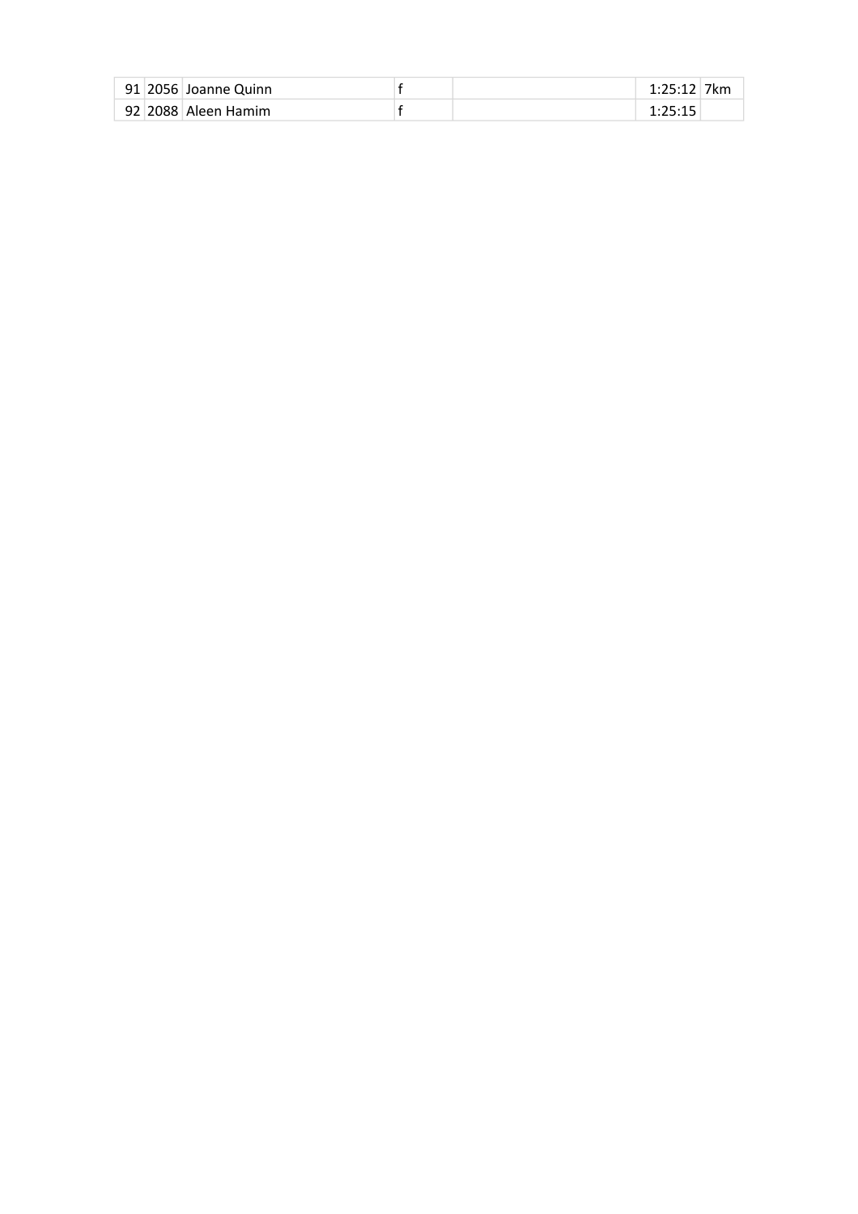| | | | | | | |
|---|---|---|---|---|---|---|
| 91 | 2056 | Joanne Quinn | f | | 1:25:12 | 7km |
| 92 | 2088 | Aleen Hamim | f | | 1:25:15 | |